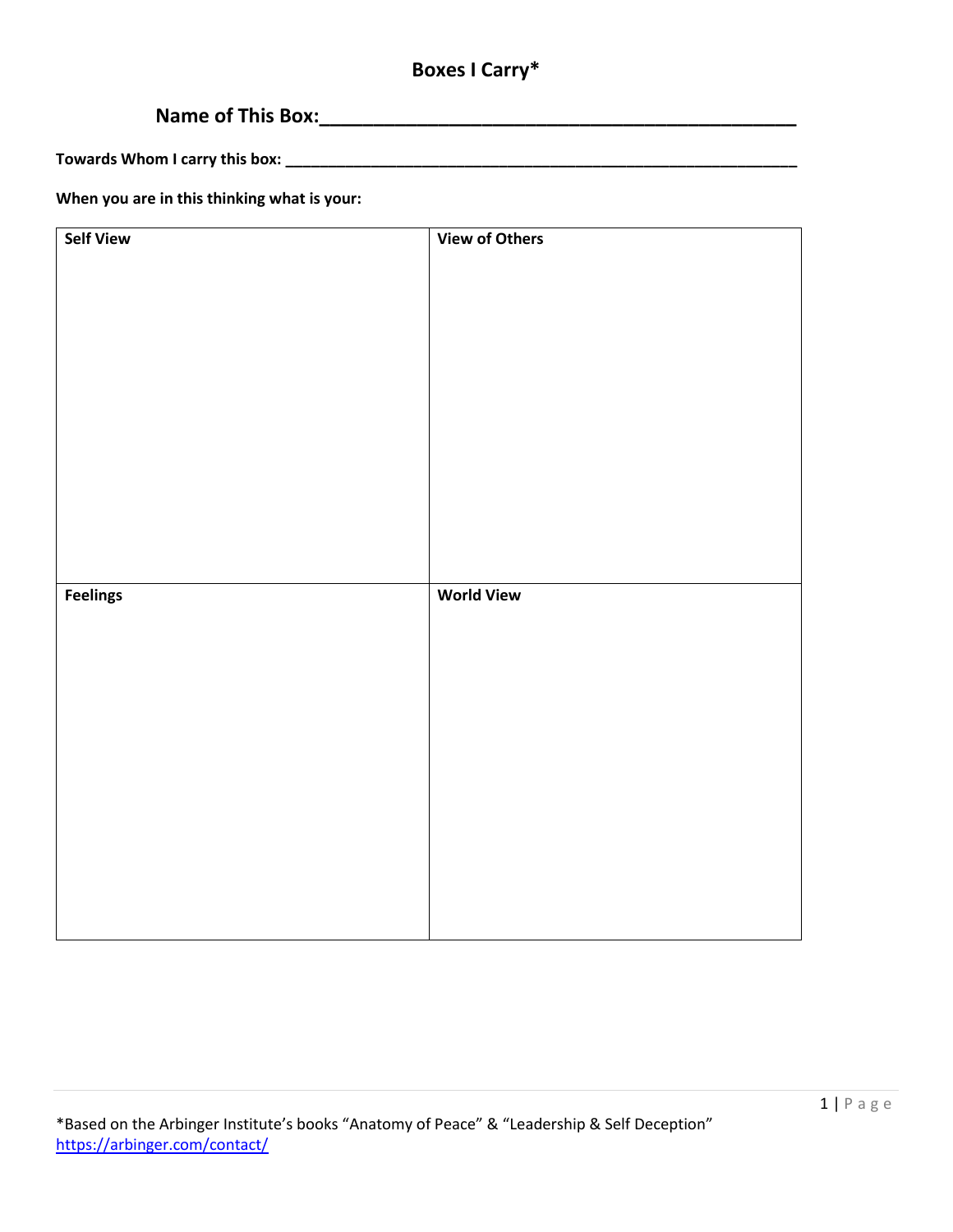# Boxes I Carry*

## Name of This Box:_______________________________________________

**Towards Whom I carry this box:** ___________________________________________________________________

**When you are in this thinking what is your:**

| **Self View** | **View of Others** |
|---|---|
| | |
| **Feelings** | **World View** |
| | |

*Based on the Arbinger Institute's books "Anatomy of Peace" & "Leadership & Self Deception"
https://arbinger.com/contact/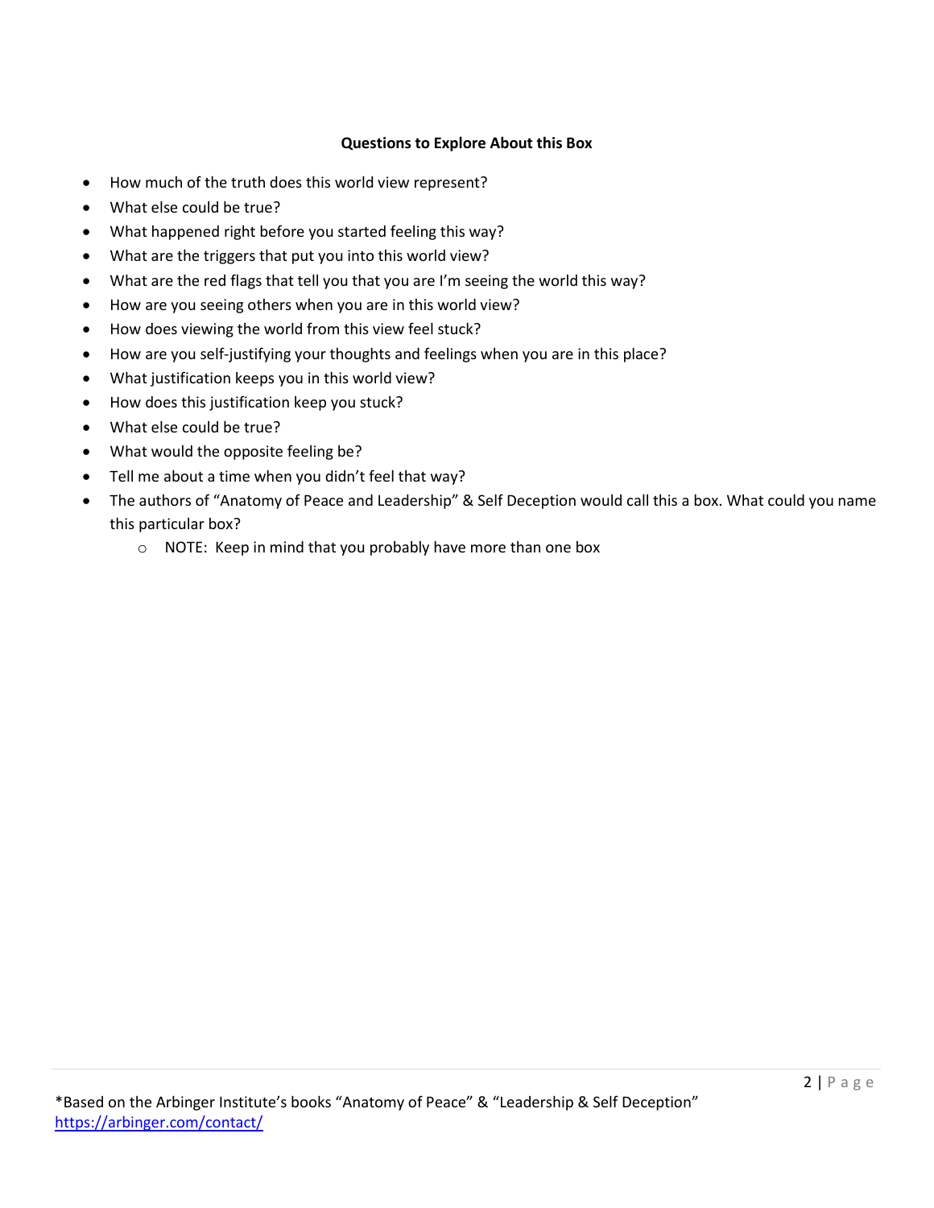**Questions to Explore About this Box**

- How much of the truth does this world view represent?
- What else could be true?
- What happened right before you started feeling this way?
- What are the triggers that put you into this world view?
- What are the red flags that tell you that you are I'm seeing the world this way?
- How are you seeing others when you are in this world view?
- How does viewing the world from this view feel stuck?
- How are you self-justifying your thoughts and feelings when you are in this place?
- What justification keeps you in this world view?
- How does this justification keep you stuck?
- What else could be true?
- What would the opposite feeling be?
- Tell me about a time when you didn't feel that way?
- The authors of "Anatomy of Peace and Leadership" & Self Deception would call this a box. What could you name this particular box?
    - NOTE: Keep in mind that you probably have more than one box

*Based on the Arbinger Institute's books "Anatomy of Peace" & "Leadership & Self Deception"
https://arbinger.com/contact/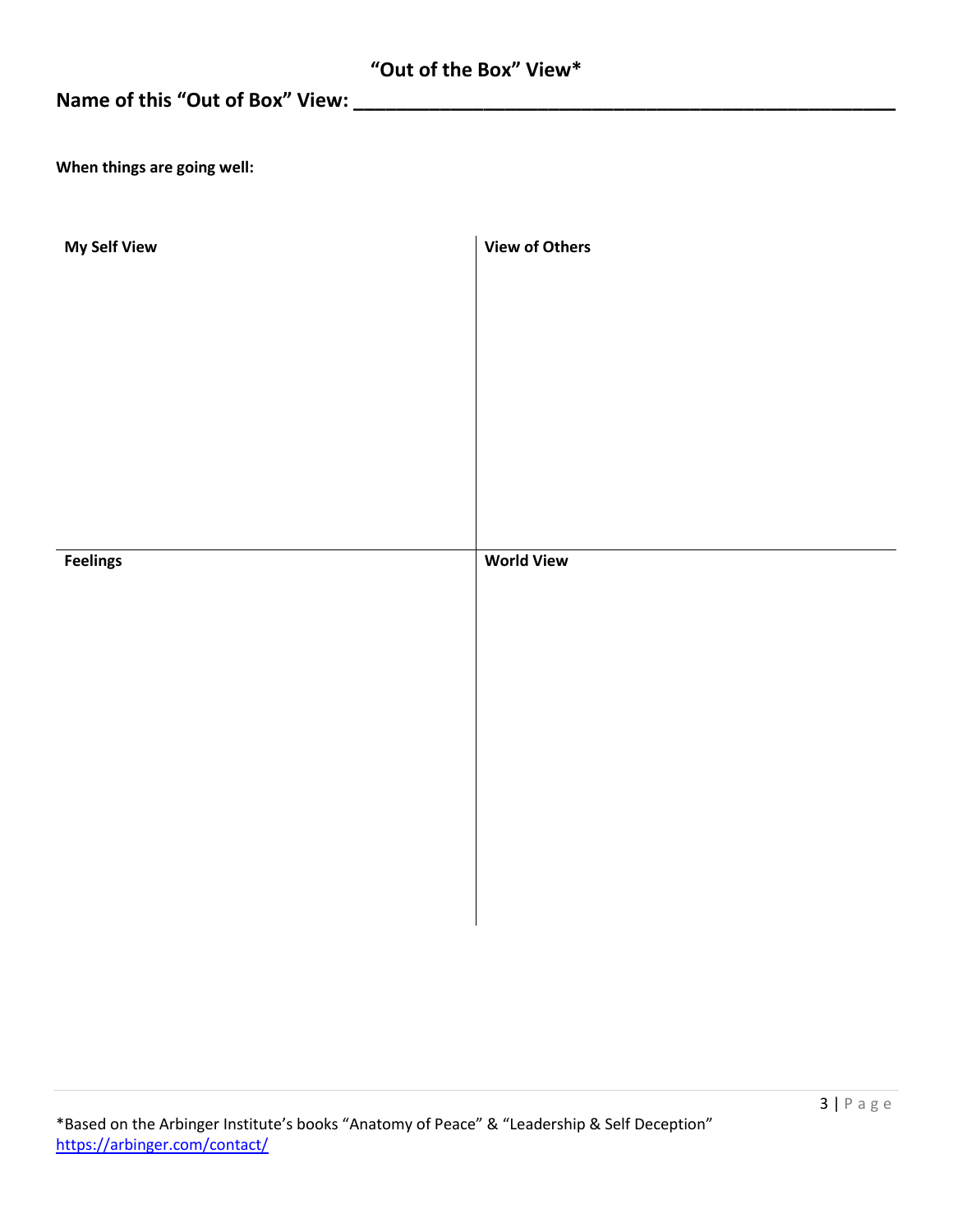## "Out of the Box" View*

**Name of this "Out of Box" View: ______________________________________________**

**When things are going well:**

| **My Self View** | **View of Others** |
|---|---|
| | |
| **Feelings** | **World View** |
| | |

*Based on the Arbinger Institute's books "Anatomy of Peace" & "Leadership & Self Deception"
[https://arbinger.com/contact/](https://arbinger.com/contact/)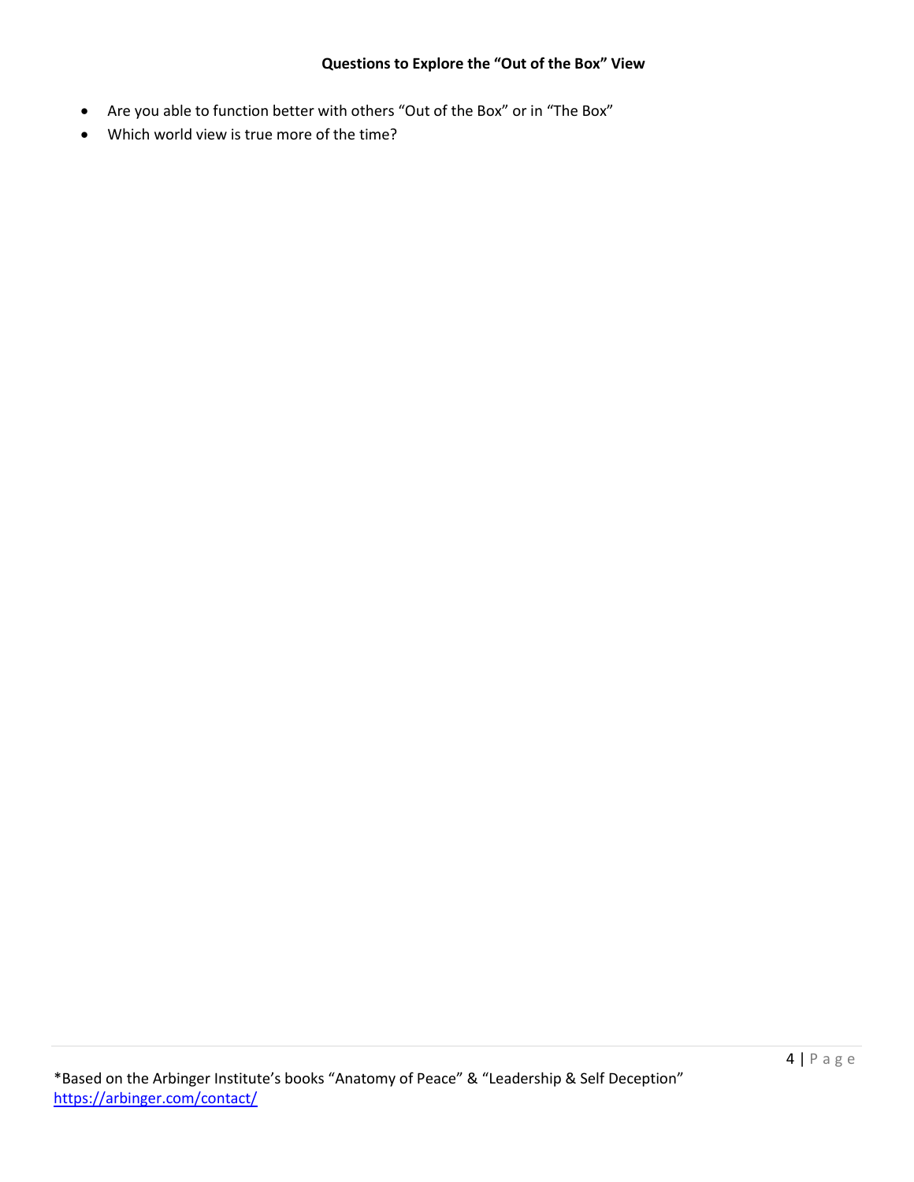**Questions to Explore the "Out of the Box" View**

- Are you able to function better with others "Out of the Box" or in "The Box"
- Which world view is true more of the time?

*Based on the Arbinger Institute's books "Anatomy of Peace" & "Leadership & Self Deception"
https://arbinger.com/contact/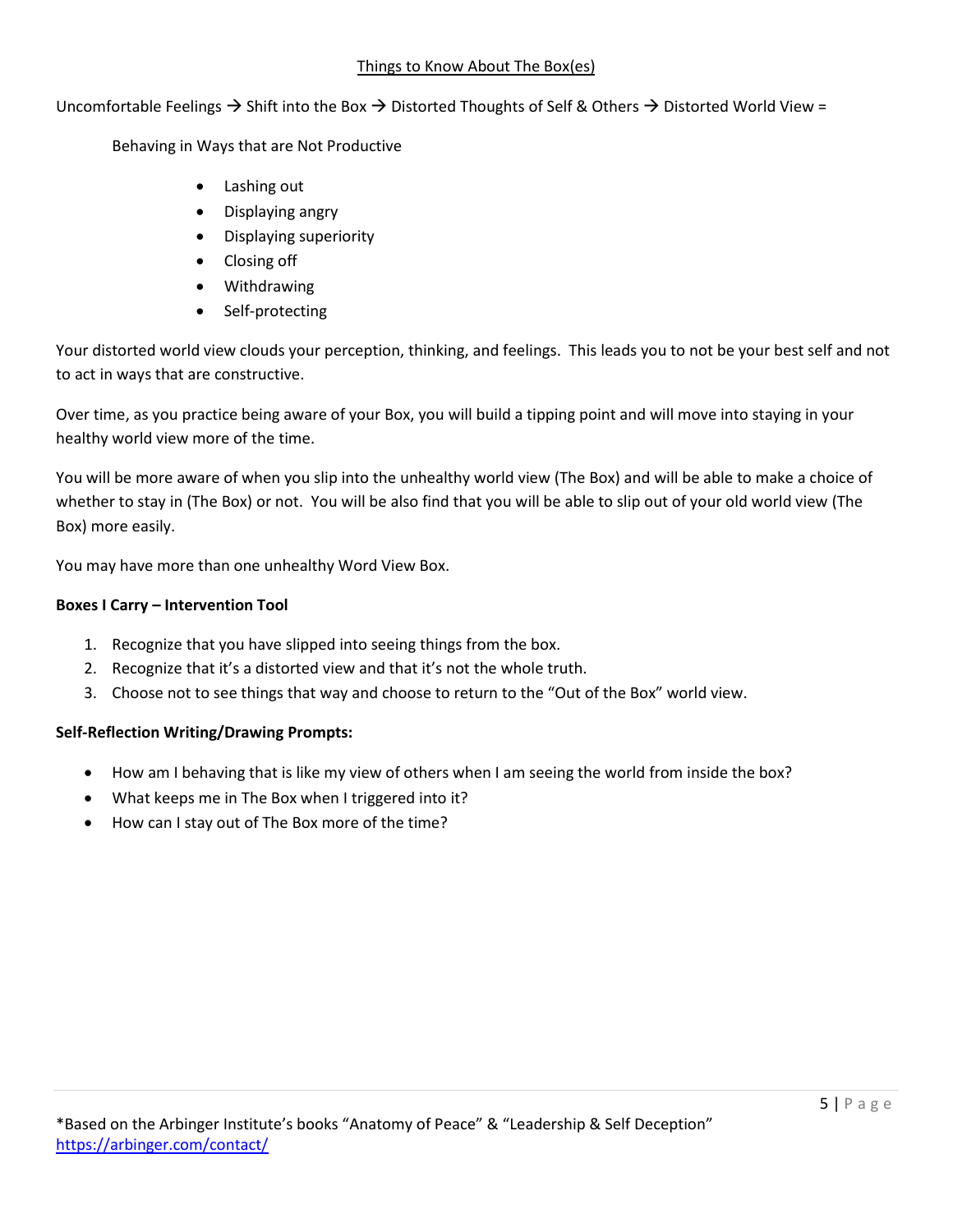## Things to Know About The Box(es)

Uncomfortable Feelings → Shift into the Box → Distorted Thoughts of Self & Others → Distorted World View =

Behaving in Ways that are Not Productive

- Lashing out
- Displaying angry
- Displaying superiority
- Closing off
- Withdrawing
- Self-protecting

Your distorted world view clouds your perception, thinking, and feelings. This leads you to not be your best self and not to act in ways that are constructive.

Over time, as you practice being aware of your Box, you will build a tipping point and will move into staying in your healthy world view more of the time.

You will be more aware of when you slip into the unhealthy world view (The Box) and will be able to make a choice of whether to stay in (The Box) or not. You will be also find that you will be able to slip out of your old world view (The Box) more easily.

You may have more than one unhealthy Word View Box.

**Boxes I Carry – Intervention Tool**

1. Recognize that you have slipped into seeing things from the box.
2. Recognize that it's a distorted view and that it's not the whole truth.
3. Choose not to see things that way and choose to return to the "Out of the Box" world view.

**Self-Reflection Writing/Drawing Prompts:**

- How am I behaving that is like my view of others when I am seeing the world from inside the box?
- What keeps me in The Box when I triggered into it?
- How can I stay out of The Box more of the time?

*Based on the Arbinger Institute's books "Anatomy of Peace" & "Leadership & Self Deception"
https://arbinger.com/contact/